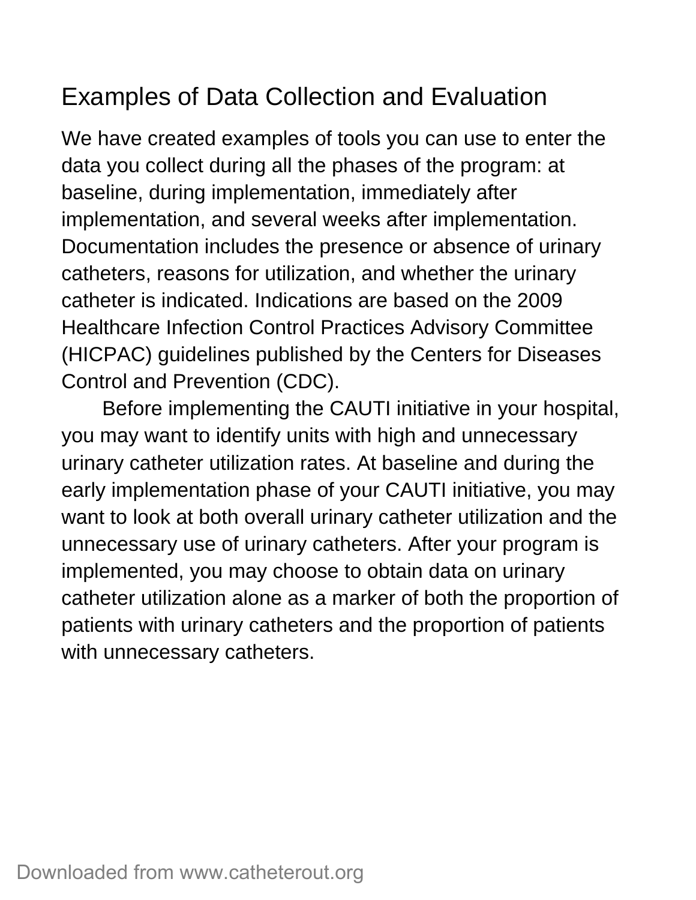# Examples of Data Collection and Evaluation

We have created examples of tools you can use to enter the data you collect during all the phases of the program: at baseline, during implementation, immediately after implementation, and several weeks after implementation. Documentation includes the presence or absence of urinary catheters, reasons for utilization, and whether the urinary catheter is indicated. Indications are based on the 2009 Healthcare Infection Control Practices Advisory Committee (HICPAC) guidelines published by the Centers for Diseases Control and Prevention (CDC).

Before implementing the CAUTI initiative in your hospital, you may want to identify units with high and unnecessary urinary catheter utilization rates. At baseline and during the early implementation phase of your CAUTI initiative, you may want to look at both overall urinary catheter utilization and the unnecessary use of urinary catheters. After your program is implemented, you may choose to obtain data on urinary catheter utilization alone as a marker of both the proportion of patients with urinary catheters and the proportion of patients with unnecessary catheters.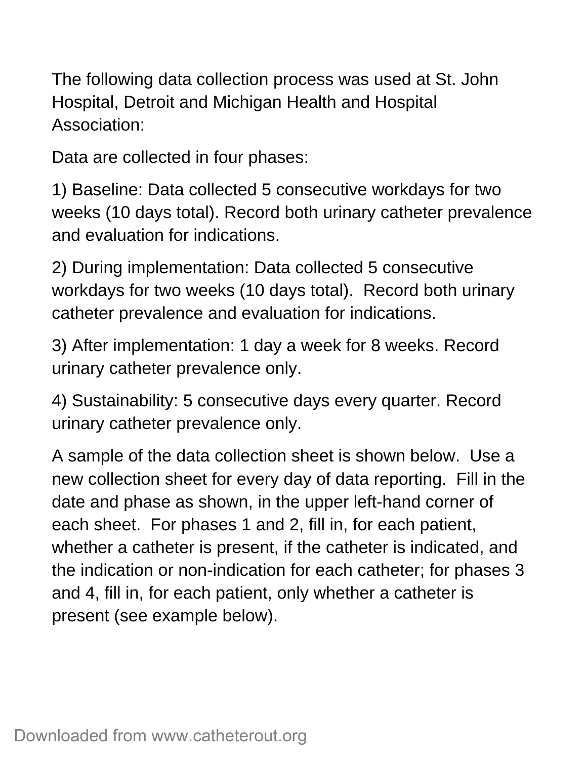The following data collection process was used at St. John Hospital, Detroit and Michigan Health and Hospital Association:

Data are collected in four phases:

1) Baseline: Data collected 5 consecutive workdays for two weeks (10 days total). Record both urinary catheter prevalence and evaluation for indications.

2) During implementation: Data collected 5 consecutive workdays for two weeks (10 days total). Record both urinary catheter prevalence and evaluation for indications.

3) After implementation: 1 day a week for 8 weeks. Record urinary catheter prevalence only.

4) Sustainability: 5 consecutive days every quarter. Record urinary catheter prevalence only.

A sample of the data collection sheet is shown below. Use a new collection sheet for every day of data reporting. Fill in the date and phase as shown, in the upper left-hand corner of each sheet. For phases 1 and 2, fill in, for each patient, whether a catheter is present, if the catheter is indicated, and the indication or non-indication for each catheter; for phases 3 and 4, fill in, for each patient, only whether a catheter is present (see example below).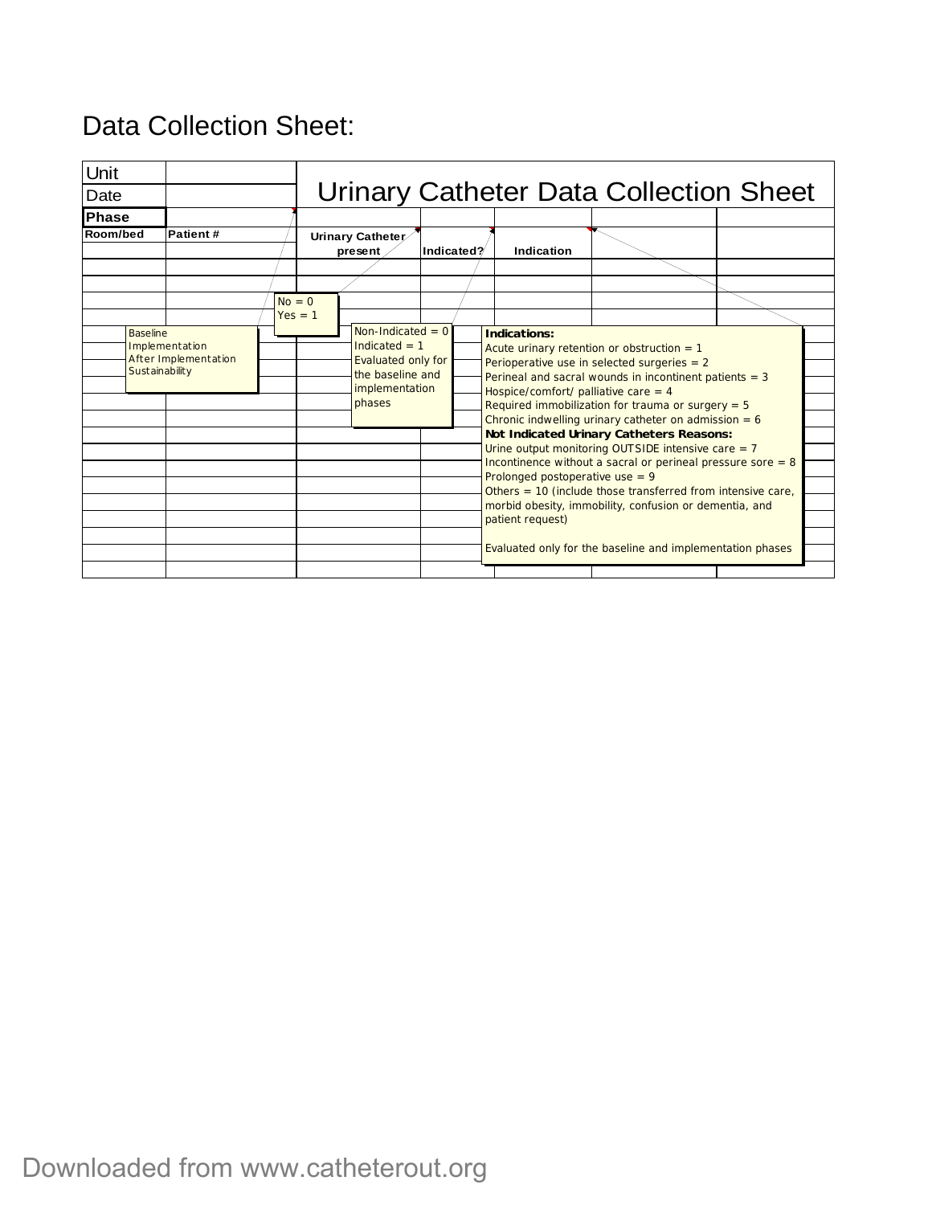Data Collection Sheet:

| Unit | | Urinary Catheter Data Collection Sheet | | | | |
|---|---|---|---|---|---|---|
| Date | | | | | | |
| **Phase** | | | | | | |
| **Room/bed** | **Patient #** | **Urinary Catheter present** | **Indicated?** | **Indication** | | |
| | | | | | | |
| | | | | | | |
| | | | | | | |
| | | | | | | |
| | | | | | | |
| | | | | | | |
| | | | | | | |
| | | | | | | |
| | | | | | | |
| | | | | | | |
| | | | | | | |
| | | | | | | |
| | | | | | | |
| | | | | | | |
| | | | | | | |
| | | | | | | |
| | | | | | | |
| | | | | | | |
| | | | | | | |

Phase:
Baseline
Implementation
After Implementation
Sustainability

Urinary Catheter present:
No = 0
Yes = 1

Indicated?:
Non-Indicated = 0
Indicated = 1
Evaluated only for the baseline and implementation phases

**Indications:**
Acute urinary retention or obstruction = 1
Perioperative use in selected surgeries = 2
Perineal and sacral wounds in incontinent patients = 3
Hospice/comfort/ palliative care = 4
Required immobilization for trauma or surgery = 5
Chronic indwelling urinary catheter on admission = 6
**Not Indicated Urinary Catheters Reasons:**
Urine output monitoring OUTSIDE intensive care = 7
Incontinence without a sacral or perineal pressure sore = 8
Prolonged postoperative use = 9
Others = 10 (include those transferred from intensive care, morbid obesity, immobility, confusion or dementia, and patient request)

Evaluated only for the baseline and implementation phases

Downloaded from www.catheterout.org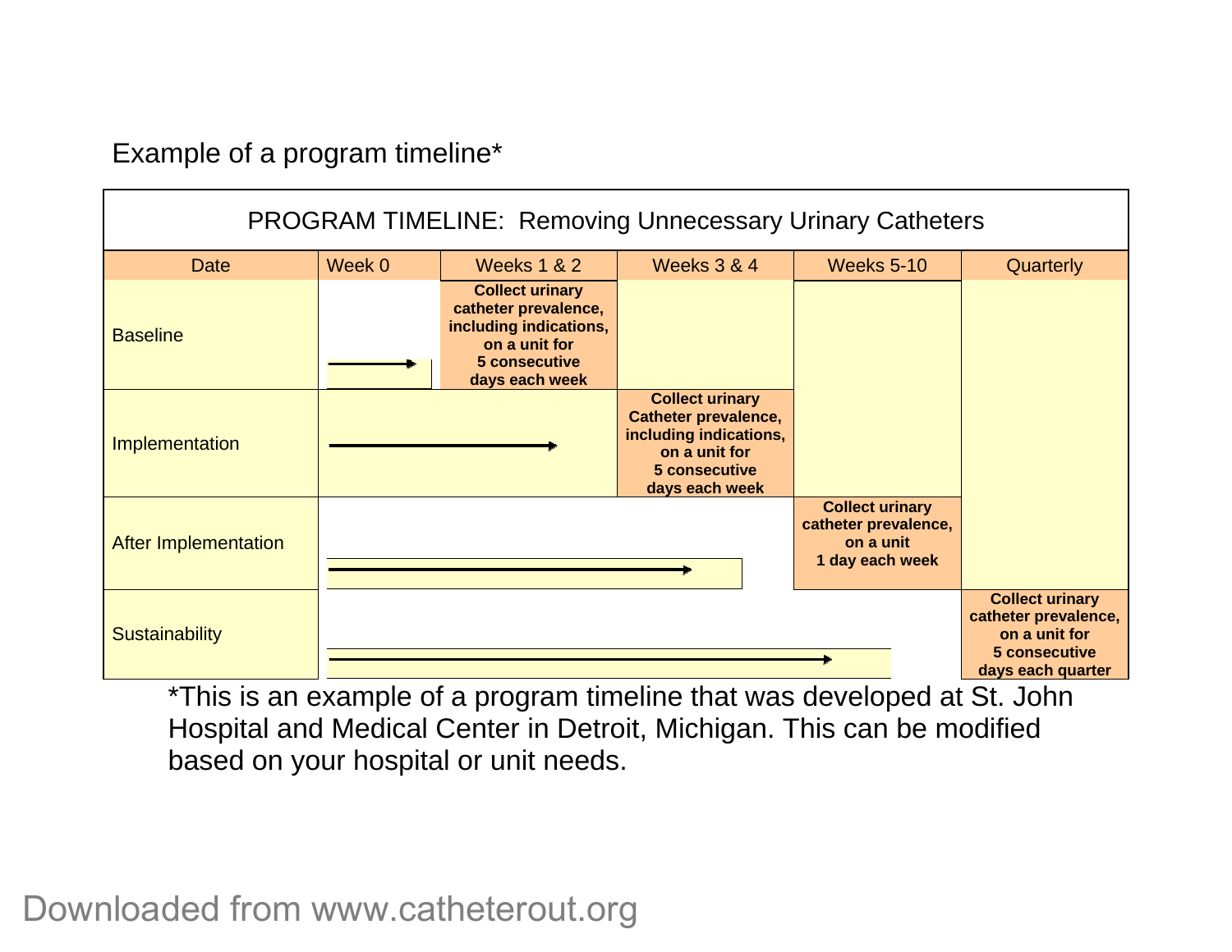Example of a program timeline*

| PROGRAM TIMELINE: Removing Unnecessary Urinary Catheters | | | | | |
|---|---|---|---|---|---|
| **Date** | **Week 0** | **Weeks 1 & 2** | **Weeks 3 & 4** | **Weeks 5-10** | **Quarterly** |
| Baseline | → | **Collect urinary catheter prevalence, including indications, on a unit for 5 consecutive days each week** | | | |
| Implementation | → | → | **Collect urinary Catheter prevalence, including indications, on a unit for 5 consecutive days each week** | | |
| After Implementation | → | → | → | **Collect urinary catheter prevalence, on a unit 1 day each week** | |
| Sustainability | → | → | → | → | **Collect urinary catheter prevalence, on a unit for 5 consecutive days each quarter** |

*This is an example of a program timeline that was developed at St. John Hospital and Medical Center in Detroit, Michigan. This can be modified based on your hospital or unit needs.

Downloaded from www.catheterout.org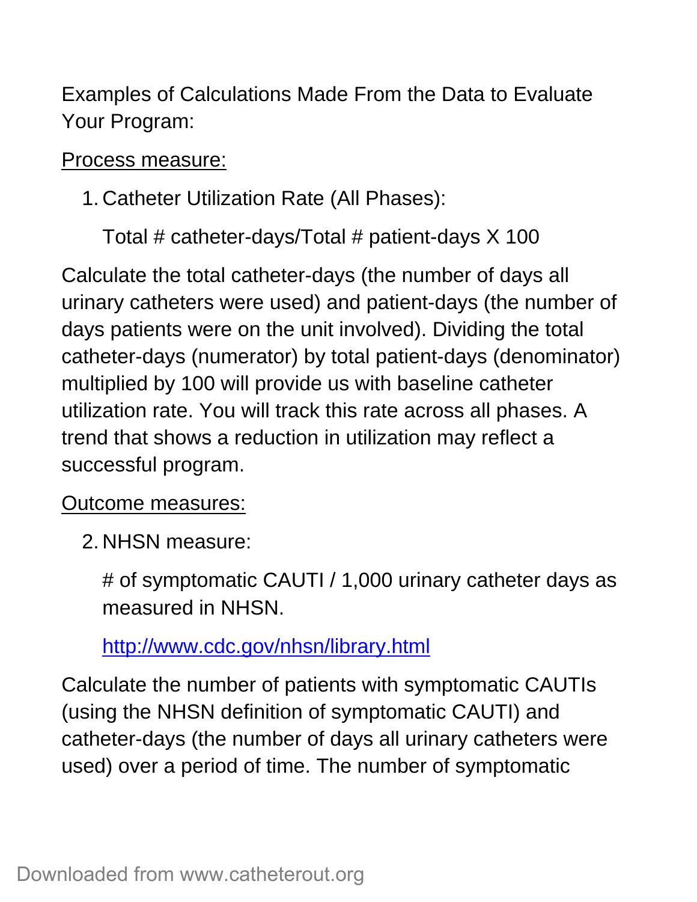Examples of Calculations Made From the Data to Evaluate Your Program:

Process measure:

1. Catheter Utilization Rate (All Phases):

   Total # catheter-days/Total # patient-days X 100

Calculate the total catheter-days (the number of days all urinary catheters were used) and patient-days (the number of days patients were on the unit involved). Dividing the total catheter-days (numerator) by total patient-days (denominator) multiplied by 100 will provide us with baseline catheter utilization rate. You will track this rate across all phases. A trend that shows a reduction in utilization may reflect a successful program.

Outcome measures:

2. NHSN measure:

   # of symptomatic CAUTI / 1,000 urinary catheter days as measured in NHSN.

   http://www.cdc.gov/nhsn/library.html

Calculate the number of patients with symptomatic CAUTIs (using the NHSN definition of symptomatic CAUTI) and catheter-days (the number of days all urinary catheters were used) over a period of time. The number of symptomatic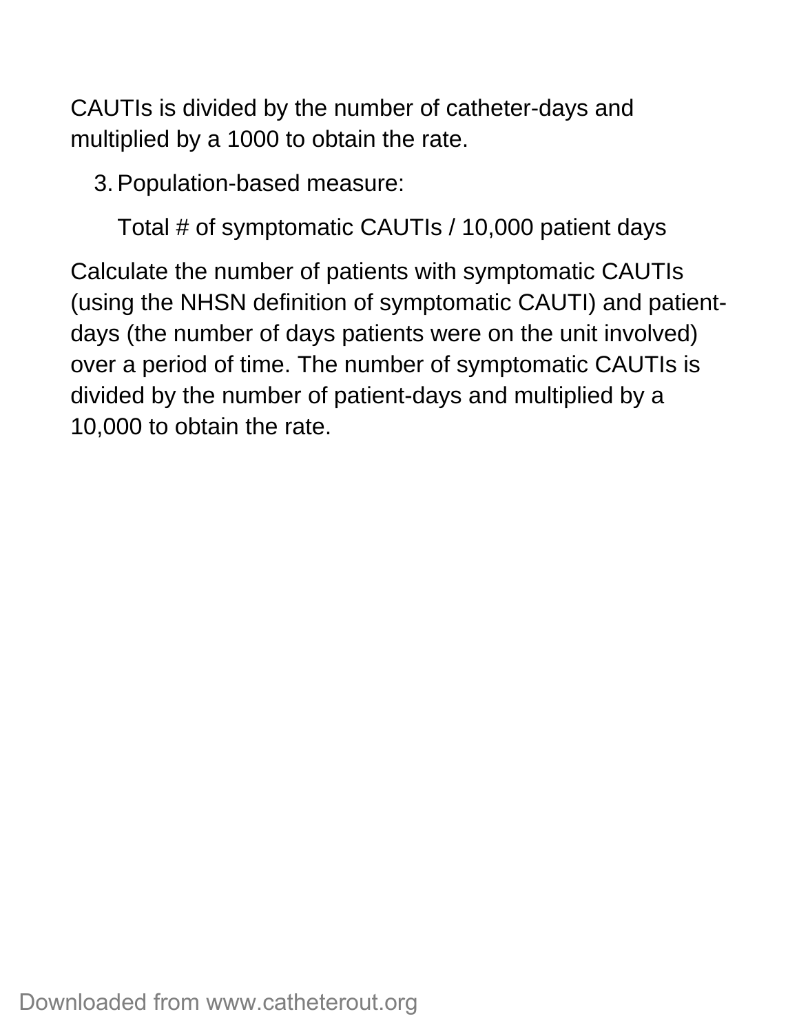CAUTIs is divided by the number of catheter-days and multiplied by a 1000 to obtain the rate.

3. Population-based measure:

   Total # of symptomatic CAUTIs / 10,000 patient days

Calculate the number of patients with symptomatic CAUTIs (using the NHSN definition of symptomatic CAUTI) and patient-days (the number of days patients were on the unit involved) over a period of time. The number of symptomatic CAUTIs is divided by the number of patient-days and multiplied by a 10,000 to obtain the rate.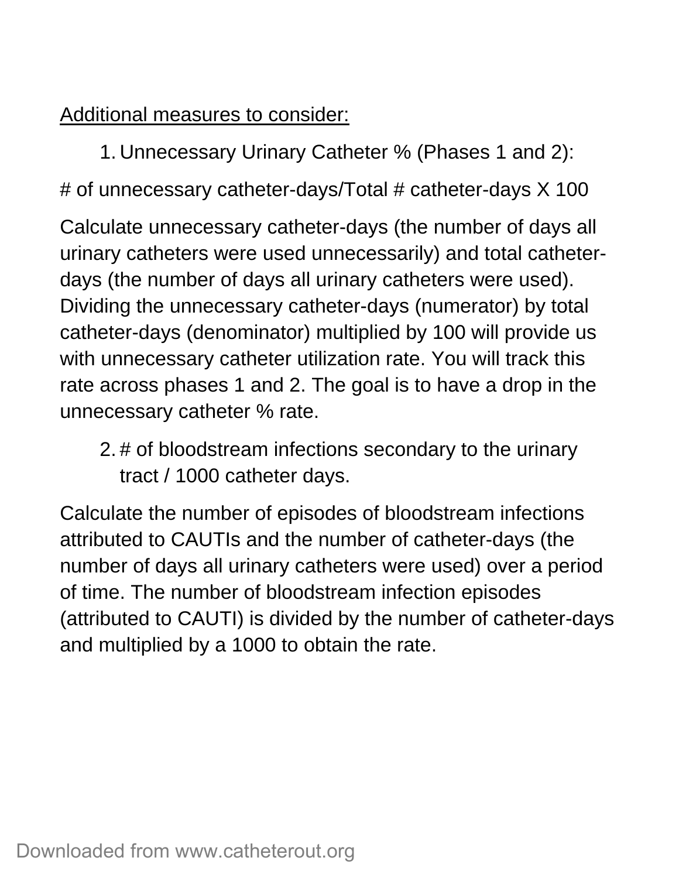<u>Additional measures to consider:</u>

1. Unnecessary Urinary Catheter % (Phases 1 and 2):

# of unnecessary catheter-days/Total # catheter-days X 100

Calculate unnecessary catheter-days (the number of days all urinary catheters were used unnecessarily) and total catheter-days (the number of days all urinary catheters were used). Dividing the unnecessary catheter-days (numerator) by total catheter-days (denominator) multiplied by 100 will provide us with unnecessary catheter utilization rate. You will track this rate across phases 1 and 2. The goal is to have a drop in the unnecessary catheter % rate.

2. # of bloodstream infections secondary to the urinary tract / 1000 catheter days.

Calculate the number of episodes of bloodstream infections attributed to CAUTIs and the number of catheter-days (the number of days all urinary catheters were used) over a period of time. The number of bloodstream infection episodes (attributed to CAUTI) is divided by the number of catheter-days and multiplied by a 1000 to obtain the rate.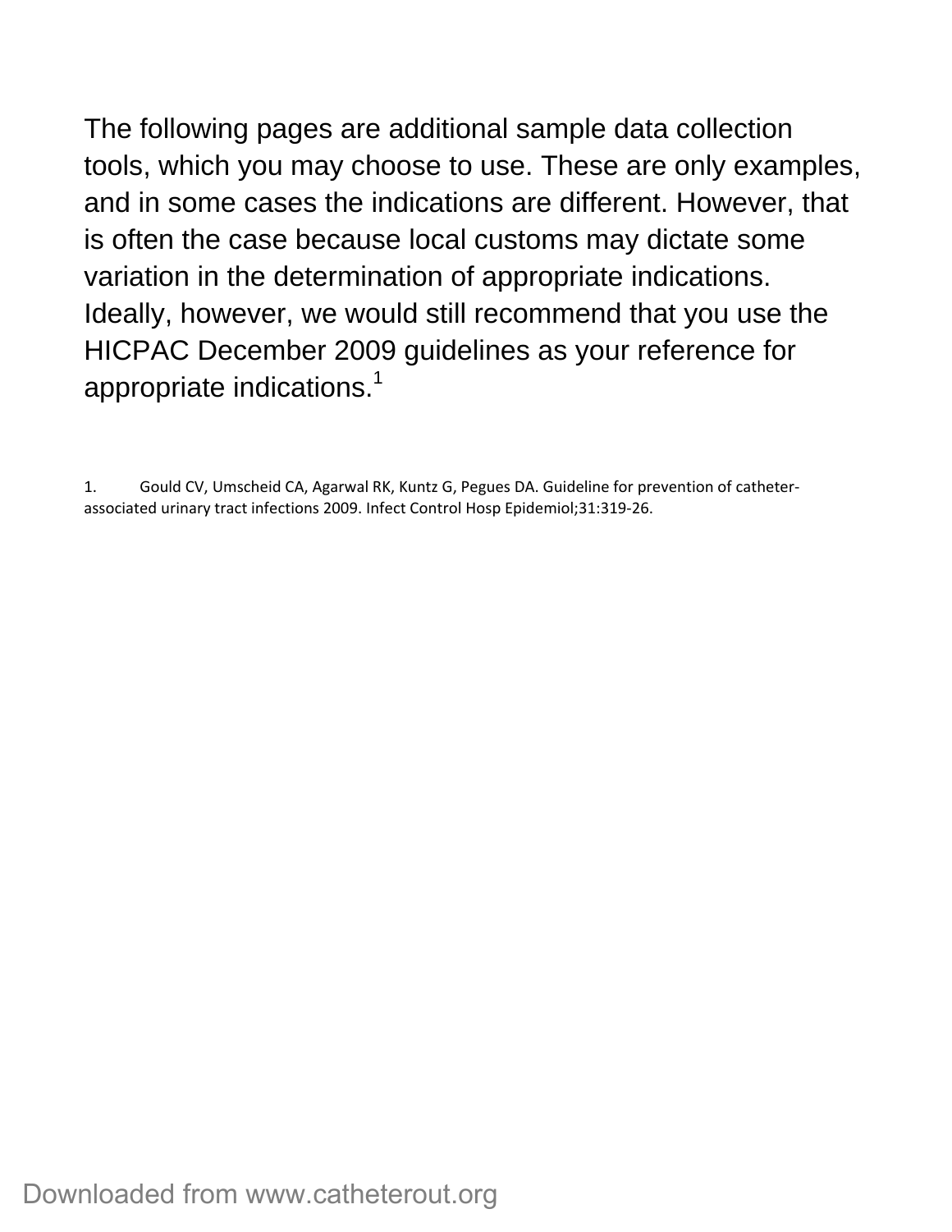The following pages are additional sample data collection tools, which you may choose to use. These are only examples, and in some cases the indications are different. However, that is often the case because local customs may dictate some variation in the determination of appropriate indications. Ideally, however, we would still recommend that you use the HICPAC December 2009 guidelines as your reference for appropriate indications.[1]

1. Gould CV, Umscheid CA, Agarwal RK, Kuntz G, Pegues DA. Guideline for prevention of catheter-associated urinary tract infections 2009. Infect Control Hosp Epidemiol;31:319-26.

Downloaded from www.catheterout.org